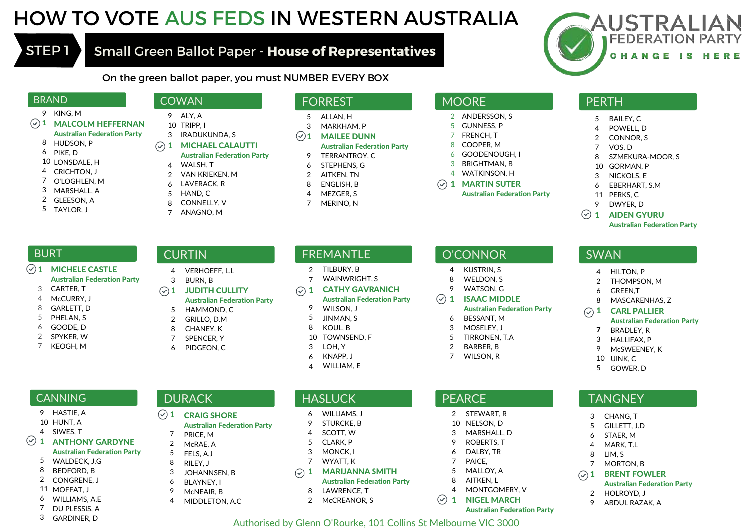# HOW TO VOTE AUS FEDS IN WESTERN AUSTRALIA

AUSTRALIAN FEDERATION PARTY
CHANGE IS HERE

## STEP 1 — Small Green Ballot Paper - **House of Representatives**

On the green ballot paper, you must NUMBER EVERY BOX

### BRAND

- 9 KING, M
- 1 **MALCOLM HEFFERNAN** — Australian Federation Party
- 8 HUDSON, P
- 6 PIKE, D
- 10 LONSDALE, H
- 4 CRICHTON, J
- 7 O'LOGHLEN, M
- 3 MARSHALL, A
- 2 GLEESON, A
- 5 TAYLOR, J

### COWAN

- 9 ALY, A
- 10 TRIPP, I
- 3 IRADUKUNDA, S
- 1 **MICHAEL CALAUTTI** — Australian Federation Party
- 4 WALSH, T
- 2 VAN KRIEKEN, M
- 6 LAVERACK, R
- 5 HAND, C
- 8 CONNELLY, V
- 7 ANAGNO, M

### FORREST

- 5 ALLAN, H
- 3 MARKHAM, P
- 1 **MAILEE DUNN** — Australian Federation Party
- 9 TERRANTROY, C
- 6 STEPHENS, G
- 2 AITKEN, TN
- 8 ENGLISH, B
- 4 MEZGER, S
- 7 MERINO, N

### MOORE

- 2 ANDERSSON, S
- 5 GUNNESS, P
- 7 FRENCH, T
- 8 COOPER, M
- 6 GOODENOUGH, I
- 3 BRIGHTMAN, B
- 4 WATKINSON, H
- 1 **MARTIN SUTER** — Australian Federation Party

### PERTH

- 5 BAILEY, C
- 4 POWELL, D
- 2 CONNOR, S
- 7 VOS, D
- 8 SZMEKURA-MOOR, S
- 10 GORMAN, P
- 3 NICKOLS, E
- 6 EBERHART, S.M
- 11 PERKS, C
- 9 DWYER, D
- 1 **AIDEN GYURU** — Australian Federation Party

### BURT

- 1 **MICHELE CASTLE** — Australian Federation Party
- 3 CARTER, T
- 4 McCURRY, J
- 8 GARLETT, D
- 5 PHELAN, S
- 6 GOODE, D
- 2 SPYKER, W
- 7 KEOGH, M

### CURTIN

- 4 VERHOEFF, L.L
- 3 BURN, B
- 1 **JUDITH CULLITY** — Australian Federation Party
- 5 HAMMOND, C
- 2 GRILLO, D.M
- 8 CHANEY, K
- 7 SPENCER, Y
- 6 PIDGEON, C

### FREMANTLE

- 2 TILBURY, B
- 7 WAINWRIGHT, S
- 1 **CATHY GAVRANICH** — Australian Federation Party
- 9 WILSON, J
- 5 JINMAN, S
- 8 KOUL, B
- 10 TOWNSEND, F
- 3 LOH, Y
- 6 KNAPP, J
- 4 WILLIAM, E

### O'CONNOR

- 4 KUSTRIN, S
- 8 WELDON, S
- 9 WATSON, G
- 1 **ISAAC MIDDLE** — Australian Federation Party
- 6 BESSANT, M
- 3 MOSELEY, J
- 5 TIRRONEN, T.A
- 2 BARBER, B
- 7 WILSON, R

### SWAN

- 4 HILTON, P
- 2 THOMPSON, M
- 6 GREEN,T
- 8 MASCARENHAS, Z
- 1 **CARL PALLIER** — Australian Federation Party
- 7 BRADLEY, R
- 3 HALLIFAX, P
- 9 McSWEENEY, K
- 10 UINK, C
- 5 GOWER, D

### CANNING

- 9 HASTIE, A
- 10 HUNT, A
- 4 SIWES, T
- 1 **ANTHONY GARDYNE** — Australian Federation Party
- 5 WALDECK, J.G
- 8 BEDFORD, B
- 2 CONGRENE, J
- 11 MOFFAT, J
- 6 WILLIAMS, A.E
- 7 DU PLESSIS, A
- 3 GARDINER, D

### DURACK

- 1 **CRAIG SHORE** — Australian Federation Party
- 7 PRICE, M
- 2 McRAE, A
- 5 FELS, A.J
- 8 RILEY, J
- 3 JOHANNSEN, B
- 6 BLAYNEY, I
- 9 McNEAIR, B
- 4 MIDDLETON, A.C

### HASLUCK

- 6 WILLIAMS, J
- 9 STURCKE, B
- 4 SCOTT, W
- 5 CLARK, P
- 3 MONCK, I
- 7 WYATT, K
- 1 **MARIJANNA SMITH** — Australian Federation Party
- 8 LAWRENCE, T
- 2 McCREANOR, S

### PEARCE

- 2 STEWART, R
- 10 NELSON, D
- 3 MARSHALL, D
- 9 ROBERTS, T
- 6 DALBY, TR
- 7 PAICE,
- 5 MALLOY, A
- 8 AITKEN, L
- 4 MONTGOMERY, V
- 1 **NIGEL MARCH** — Australian Federation Party

### TANGNEY

- 3 CHANG, T
- 5 GILLETT, J.D
- 6 STAER, M
- 4 MARK, T.L
- 8 LIM, S
- 7 MORTON, B
- 1 **BRENT FOWLER** — Australian Federation Party
- 2 HOLROYD, J
- 9 ABDUL RAZAK, A

Authorised by Glenn O'Rourke, 101 Collins St Melbourne VIC 3000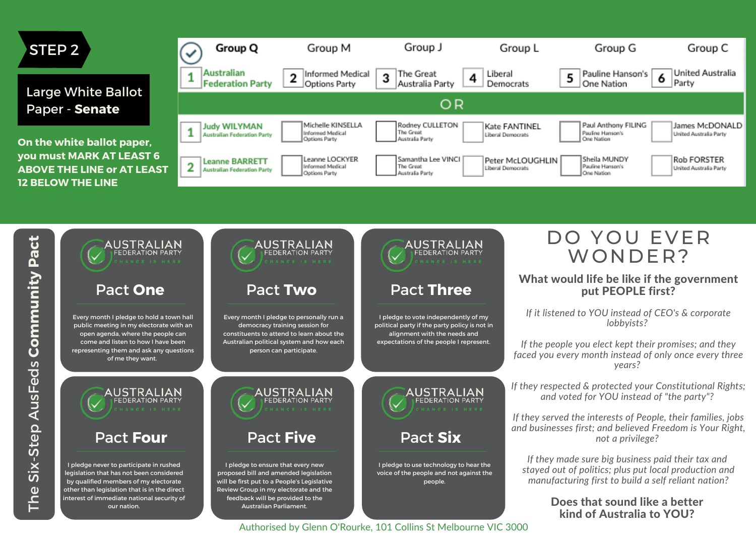# STEP 2

**Large White Ballot Paper - Senate**

**On the white ballot paper, you must MARK AT LEAST 6 ABOVE THE LINE or AT LEAST 12 BELOW THE LINE**

| Group Q | Group M | Group J | Group L | Group G | Group C |
|---|---|---|---|---|---|
| 1 Australian Federation Party | 2 Informed Medical Options Party | 3 The Great Australia Party | 4 Liberal Democrats | 5 Pauline Hanson's One Nation | 6 United Australia Party |
| OR | | | | | |
| 1 Judy WILYMAN Australian Federation Party | Michelle KINSELLA Informed Medical Options Party | Rodney CULLETON The Great Australia Party | Kate FANTINEL Liberal Democrats | Paul Anthony FILING Pauline Hanson's One Nation | James McDONALD United Australia Party |
| 2 Leanne BARRETT Australian Federation Party | Leanne LOCKYER Informed Medical Options Party | Samantha Lee VINCI The Great Australia Party | Peter McLOUGHLIN Liberal Democrats | Sheila MUNDY Pauline Hanson's One Nation | Rob FORSTER United Australia Party |

## The Six-Step AusFeds **Community Pact**

AUSTRALIAN FEDERATION PARTY
CHANGE IS HERE

### Pact **One**

Every month I pledge to hold a town hall public meeting in my electorate with an open agenda, where the people can come and listen to how I have been representing them and ask any questions of me they want.

### Pact **Two**

Every month I pledge to personally run a democracy training session for constituents to attend to learn about the Australian political system and how each person can participate.

### Pact **Three**

I pledge to vote independently of my political party if the party policy is not in alignment with the needs and expectations of the people I represent.

### Pact **Four**

I pledge never to participate in rushed legislation that has not been considered by qualified members of my electorate other than legislation that is in the direct interest of immediate national security of our nation.

### Pact **Five**

I pledge to ensure that every new proposed bill and amended legislation will be first put to a People's Legislative Review Group in my electorate and the feedback will be provided to the Australian Parliament.

### Pact **Six**

I pledge to use technology to hear the voice of the people and not against the people.

# DO YOU EVER WONDER?

**What would life be like if the government put PEOPLE first?**

*If it listened to YOU instead of CEO's & corporate lobbyists?*

*If the people you elect kept their promises; and they faced you every month instead of only once every three years?*

*If they respected & protected your Constitutional Rights; and voted for YOU instead of "the party"?*

*If they served the interests of People, their families, jobs and businesses first; and believed Freedom is Your Right, not a privilege?*

*If they made sure big business paid their tax and stayed out of politics; plus put local production and manufacturing first to build a self reliant nation?*

**Does that sound like a better kind of Australia to YOU?**

Authorised by Glenn O'Rourke, 101 Collins St Melbourne VIC 3000